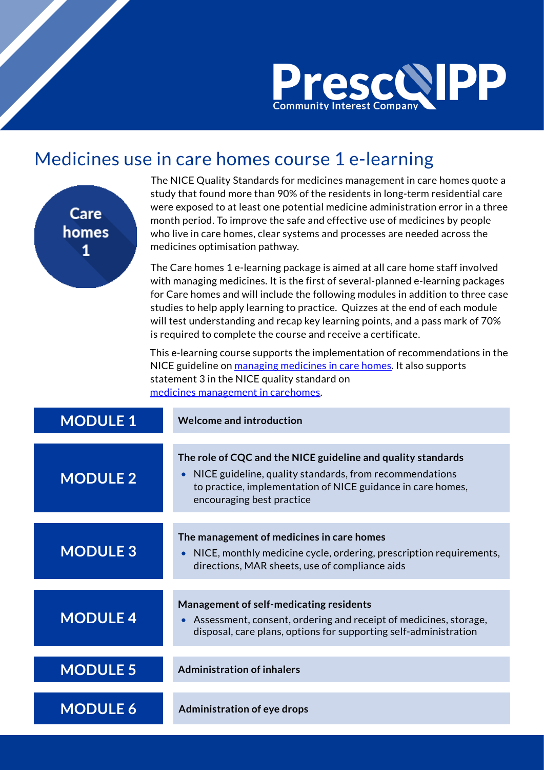# Medicines use in care homes course 1 e-learning

Care homes 1

The NICE Quality Standards for medicines management in care homes quote a study that found more than 90% of the residents in long-term residential care were exposed to at least one potential medicine administration error in a three month period. To improve the safe and effective use of medicines by people who live in care homes, clear systems and processes are needed across the medicines optimisation pathway.

The Care homes 1 e-learning package is aimed at all care home staff involved with managing medicines. It is the first of several-planned e-learning packages for Care homes and will include the following modules in addition to three case studies to help apply learning to practice. Quizzes at the end of each module will test understanding and recap key learning points, and a pass mark of 70% is required to complete the course and receive a certificate.

This e-learning course supports the implementation of recommendations in the NICE guideline on [managing medicines in care homes](). It also supports statement 3 in the NICE quality standard on [medicines management in carehomes]().

| Module | Content |
|---|---|
| **MODULE 1** | **Welcome and introduction** |
| **MODULE 2** | **The role of CQC and the NICE guideline and quality standards**<br>• NICE guideline, quality standards, from recommendations to practice, implementation of NICE guidance in care homes, encouraging best practice |
| **MODULE 3** | **The management of medicines in care homes**<br>• NICE, monthly medicine cycle, ordering, prescription requirements, directions, MAR sheets, use of compliance aids |
| **MODULE 4** | **Management of self-medicating residents**<br>• Assessment, consent, ordering and receipt of medicines, storage, disposal, care plans, options for supporting self-administration |
| **MODULE 5** | **Administration of inhalers** |
| **MODULE 6** | **Administration of eye drops** |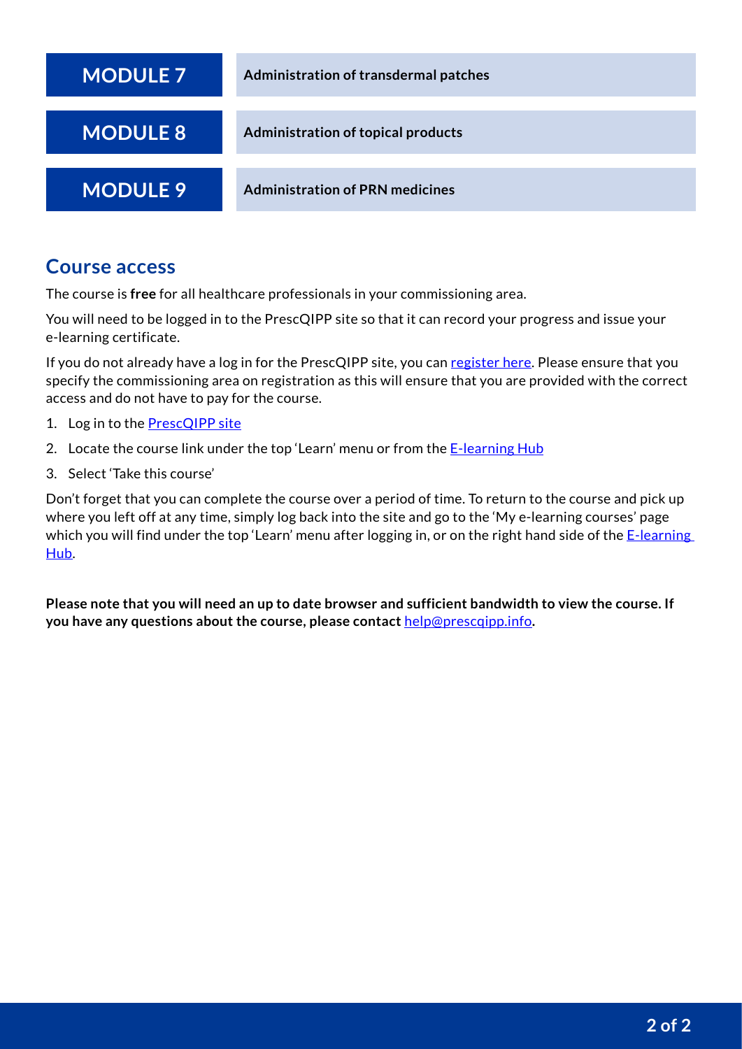| | |
|---|---|
| **MODULE 7** | **Administration of transdermal patches** |
| **MODULE 8** | **Administration of topical products** |
| **MODULE 9** | **Administration of PRN medicines** |

## Course access

The course is **free** for all healthcare professionals in your commissioning area.

You will need to be logged in to the PrescQIPP site so that it can record your progress and issue your e-learning certificate.

If you do not already have a log in for the PrescQIPP site, you can register here. Please ensure that you specify the commissioning area on registration as this will ensure that you are provided with the correct access and do not have to pay for the course.

1. Log in to the PrescQIPP site
2. Locate the course link under the top 'Learn' menu or from the E-learning Hub
3. Select 'Take this course'

Don't forget that you can complete the course over a period of time. To return to the course and pick up where you left off at any time, simply log back into the site and go to the 'My e-learning courses' page which you will find under the top 'Learn' menu after logging in, or on the right hand side of the E-learning Hub.

**Please note that you will need an up to date browser and sufficient bandwidth to view the course. If you have any questions about the course, please contact** help@prescqipp.info**.**